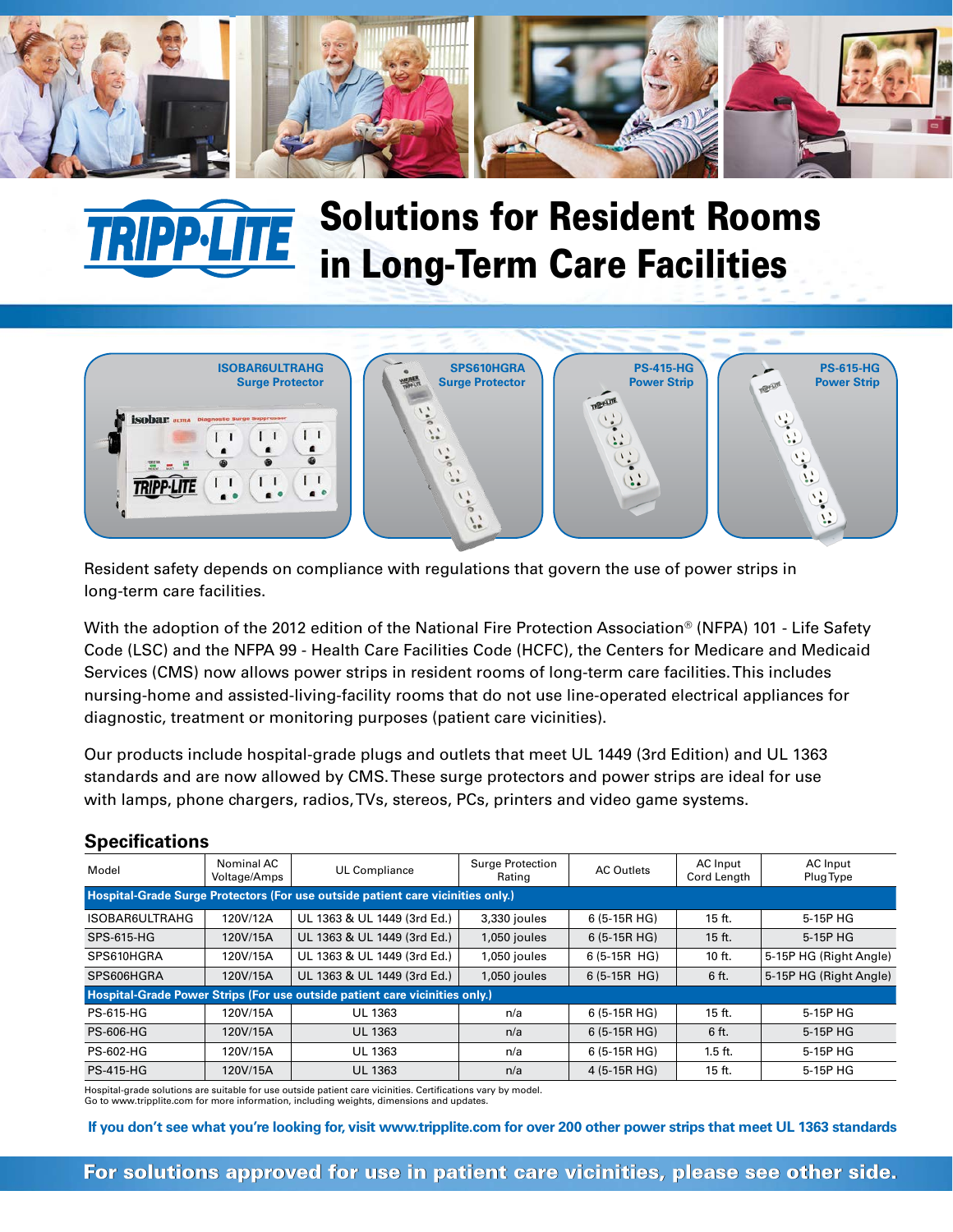# Solutions for Resident Rooms in Long-Term Care Facilities

**ISOBAR6ULTRAHG**
Surge Protector

**SPS610HGRA**
Surge Protector

**PS-415-HG**
Power Strip

**PS-615-HG**
Power Strip

Resident safety depends on compliance with regulations that govern the use of power strips in long-term care facilities.

With the adoption of the 2012 edition of the National Fire Protection Association® (NFPA) 101 - Life Safety Code (LSC) and the NFPA 99 - Health Care Facilities Code (HCFC), the Centers for Medicare and Medicaid Services (CMS) now allows power strips in resident rooms of long-term care facilities. This includes nursing-home and assisted-living-facility rooms that do not use line-operated electrical appliances for diagnostic, treatment or monitoring purposes (patient care vicinities).

Our products include hospital-grade plugs and outlets that meet UL 1449 (3rd Edition) and UL 1363 standards and are now allowed by CMS. These surge protectors and power strips are ideal for use with lamps, phone chargers, radios, TVs, stereos, PCs, printers and video game systems.

## Specifications

| Model | Nominal AC Voltage/Amps | UL Compliance | Surge Protection Rating | AC Outlets | AC Input Cord Length | AC Input Plug Type |
|---|---|---|---|---|---|---|
| **Hospital-Grade Surge Protectors (For use outside patient care vicinities only.)** | | | | | | |
| ISOBAR6ULTRAHG | 120V/12A | UL 1363 & UL 1449 (3rd Ed.) | 3,330 joules | 6 (5-15R HG) | 15 ft. | 5-15P HG |
| SPS-615-HG | 120V/15A | UL 1363 & UL 1449 (3rd Ed.) | 1,050 joules | 6 (5-15R HG) | 15 ft. | 5-15P HG |
| SPS610HGRA | 120V/15A | UL 1363 & UL 1449 (3rd Ed.) | 1,050 joules | 6 (5-15R HG) | 10 ft. | 5-15P HG (Right Angle) |
| SPS606HGRA | 120V/15A | UL 1363 & UL 1449 (3rd Ed.) | 1,050 joules | 6 (5-15R HG) | 6 ft. | 5-15P HG (Right Angle) |
| **Hospital-Grade Power Strips (For use outside patient care vicinities only.)** | | | | | | |
| PS-615-HG | 120V/15A | UL 1363 | n/a | 6 (5-15R HG) | 15 ft. | 5-15P HG |
| PS-606-HG | 120V/15A | UL 1363 | n/a | 6 (5-15R HG) | 6 ft. | 5-15P HG |
| PS-602-HG | 120V/15A | UL 1363 | n/a | 6 (5-15R HG) | 1.5 ft. | 5-15P HG |
| PS-415-HG | 120V/15A | UL 1363 | n/a | 4 (5-15R HG) | 15 ft. | 5-15P HG |

Hospital-grade solutions are suitable for use outside patient care vicinities. Certifications vary by model.
Go to www.tripplite.com for more information, including weights, dimensions and updates.

**If you don't see what you're looking for, visit www.tripplite.com for over 200 other power strips that meet UL 1363 standards**

**For solutions approved for use in patient care vicinities, please see other side.**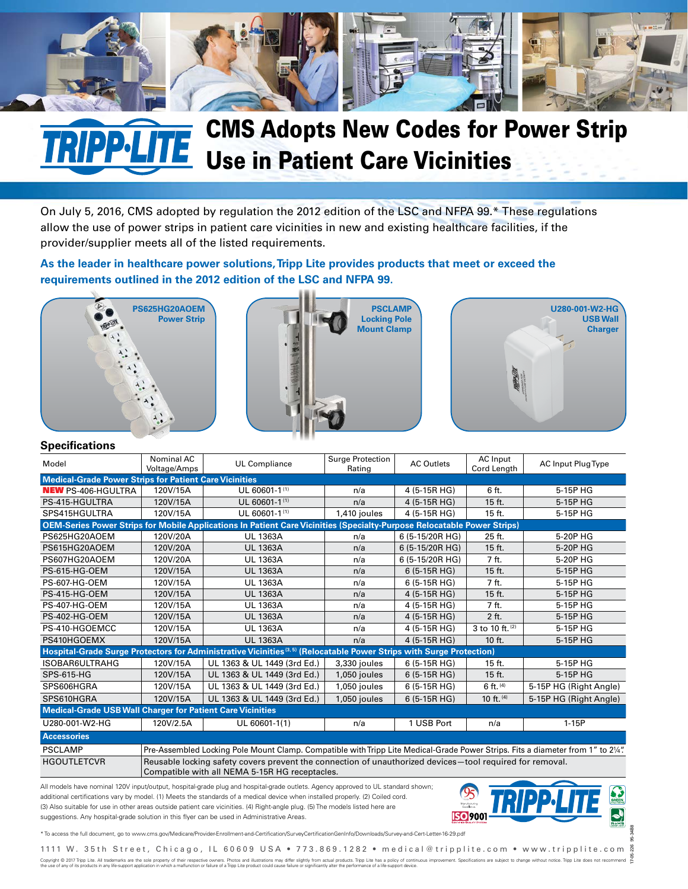# CMS Adopts New Codes for Power Strip Use in Patient Care Vicinities

On July 5, 2016, CMS adopted by regulation the 2012 edition of the LSC and NFPA 99.* These regulations allow the use of power strips in patient care vicinities in new and existing healthcare facilities, if the provider/supplier meets all of the listed requirements.

**As the leader in healthcare power solutions, Tripp Lite provides products that meet or exceed the requirements outlined in the 2012 edition of the LSC and NFPA 99.**

**PS625HG20AOEM Power Strip**

**PSCLAMP Locking Pole Mount Clamp**

**U280-001-W2-HG USB Wall Charger**

## Specifications

| Model | Nominal AC Voltage/Amps | UL Compliance | Surge Protection Rating | AC Outlets | AC Input Cord Length | AC Input Plug Type |
|---|---|---|---|---|---|---|
| **Medical-Grade Power Strips for Patient Care Vicinities** | | | | | | |
| **NEW** PS-406-HGULTRA | 120V/15A | UL 60601-1 [1] | n/a | 4 (5-15R HG) | 6 ft. | 5-15P HG |
| PS-415-HGULTRA | 120V/15A | UL 60601-1 [1] | n/a | 4 (5-15R HG) | 15 ft. | 5-15P HG |
| SPS415HGULTRA | 120V/15A | UL 60601-1 [1] | 1,410 joules | 4 (5-15R HG) | 15 ft. | 5-15P HG |
| **OEM-Series Power Strips for Mobile Applications In Patient Care Vicinities (Specialty-Purpose Relocatable Power Strips)** | | | | | | |
| PS625HG20AOEM | 120V/20A | UL 1363A | n/a | 6 (5-15/20R HG) | 25 ft. | 5-20P HG |
| PS615HG20AOEM | 120V/20A | UL 1363A | n/a | 6 (5-15/20R HG) | 15 ft. | 5-20P HG |
| PS607HG20AOEM | 120V/20A | UL 1363A | n/a | 6 (5-15/20R HG) | 7 ft. | 5-20P HG |
| PS-615-HG-OEM | 120V/15A | UL 1363A | n/a | 6 (5-15R HG) | 15 ft. | 5-15P HG |
| PS-607-HG-OEM | 120V/15A | UL 1363A | n/a | 6 (5-15R HG) | 7 ft. | 5-15P HG |
| PS-415-HG-OEM | 120V/15A | UL 1363A | n/a | 4 (5-15R HG) | 15 ft. | 5-15P HG |
| PS-407-HG-OEM | 120V/15A | UL 1363A | n/a | 4 (5-15R HG) | 7 ft. | 5-15P HG |
| PS-402-HG-OEM | 120V/15A | UL 1363A | n/a | 4 (5-15R HG) | 2 ft. | 5-15P HG |
| PS-410-HGOEMCC | 120V/15A | UL 1363A | n/a | 4 (5-15R HG) | 3 to 10 ft. [2] | 5-15P HG |
| PS410HGOEMX | 120V/15A | UL 1363A | n/a | 4 (5-15R HG) | 10 ft. | 5-15P HG |
| **Hospital-Grade Surge Protectors for Administrative Vicinities [3, 5] (Relocatable Power Strips with Surge Protection)** | | | | | | |
| ISOBAR6ULTRAHG | 120V/15A | UL 1363 & UL 1449 (3rd Ed.) | 3,330 joules | 6 (5-15R HG) | 15 ft. | 5-15P HG |
| SPS-615-HG | 120V/15A | UL 1363 & UL 1449 (3rd Ed.) | 1,050 joules | 6 (5-15R HG) | 15 ft. | 5-15P HG |
| SPS606HGRA | 120V/15A | UL 1363 & UL 1449 (3rd Ed.) | 1,050 joules | 6 (5-15R HG) | 6 ft. [4] | 5-15P HG (Right Angle) |
| SPS610HGRA | 120V/15A | UL 1363 & UL 1449 (3rd Ed.) | 1,050 joules | 6 (5-15R HG) | 10 ft. [4] | 5-15P HG (Right Angle) |
| **Medical-Grade USB Wall Charger for Patient Care Vicinities** | | | | | | |
| U280-001-W2-HG | 120V/2.5A | UL 60601-1(1) | n/a | 1 USB Port | n/a | 1-15P |
| **Accessories** | | | | | | |
| PSCLAMP | Pre-Assembled Locking Pole Mount Clamp. Compatible with Tripp Lite Medical-Grade Power Strips. Fits a diameter from 1" to 2¼". | | | | | |
| HGOUTLETCVR | Reusable locking safety covers prevent the connection of unauthorized devices—tool required for removal. Compatible with all NEMA 5-15R HG receptacles. | | | | | |

All models have nominal 120V input/output, hospital-grade plug and hospital-grade outlets. Agency approved to UL standard shown; additional certifications vary by model. (1) Meets the standards of a medical device when installed properly. (2) Coiled cord. (3) Also suitable for use in other areas outside patient care vicinities. (4) Right-angle plug. (5) The models listed here are suggestions. Any hospital-grade solution in this flyer can be used in Administrative Areas.

* To access the full document, go to www.cms.gov/Medicare/Provider-Enrollment-and-Certification/SurveyCertificationGenInfo/Downloads/Survey-and-Cert-Letter-16-29.pdf

1111 W. 35th Street, Chicago, IL 60609 USA • 773.869.1282 • medical@tripplite.com • www.tripplite.com

Copyright © 2017 Tripp Lite. All trademarks are the sole property of their respective owners. Photos and illustrations may differ slightly from actual products. Tripp Lite has a policy of continuous improvement. Specifications are subject to change without notice. Tripp Lite does not recommend the use of any of its products in any life-support application in which a malfunction or failure of a Tripp Lite product could cause failure or significantly alter the performance of a life-support device.

17-05-226 95-3488